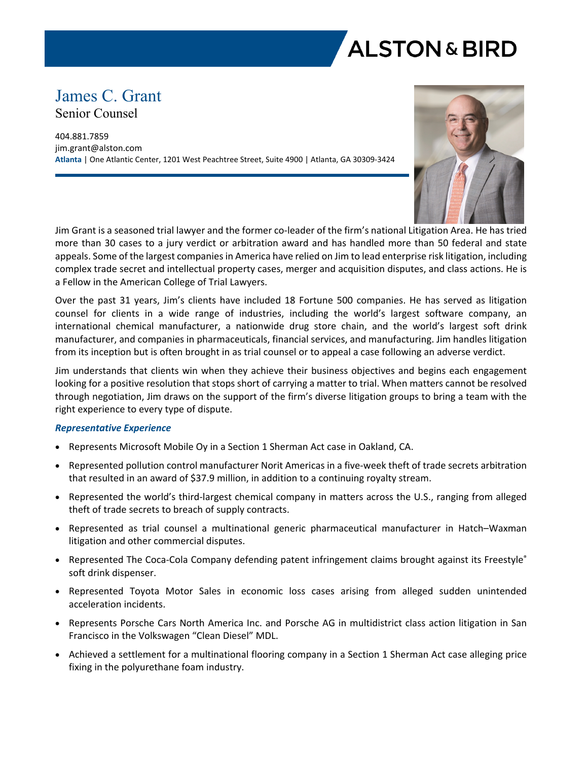ALSTON & BIRD

# James C. Grant

Senior Counsel

404.881.7859
jim.grant@alston.com
**Atlanta** | One Atlantic Center, 1201 West Peachtree Street, Suite 4900 | Atlanta, GA 30309-3424

Jim Grant is a seasoned trial lawyer and the former co-leader of the firm's national Litigation Area. He has tried more than 30 cases to a jury verdict or arbitration award and has handled more than 50 federal and state appeals. Some of the largest companies in America have relied on Jim to lead enterprise risk litigation, including complex trade secret and intellectual property cases, merger and acquisition disputes, and class actions. He is a Fellow in the American College of Trial Lawyers.

Over the past 31 years, Jim's clients have included 18 Fortune 500 companies. He has served as litigation counsel for clients in a wide range of industries, including the world's largest software company, an international chemical manufacturer, a nationwide drug store chain, and the world's largest soft drink manufacturer, and companies in pharmaceuticals, financial services, and manufacturing. Jim handles litigation from its inception but is often brought in as trial counsel or to appeal a case following an adverse verdict.

Jim understands that clients win when they achieve their business objectives and begins each engagement looking for a positive resolution that stops short of carrying a matter to trial. When matters cannot be resolved through negotiation, Jim draws on the support of the firm's diverse litigation groups to bring a team with the right experience to every type of dispute.

### *Representative Experience*

- Represents Microsoft Mobile Oy in a Section 1 Sherman Act case in Oakland, CA.
- Represented pollution control manufacturer Norit Americas in a five-week theft of trade secrets arbitration that resulted in an award of $37.9 million, in addition to a continuing royalty stream.
- Represented the world's third-largest chemical company in matters across the U.S., ranging from alleged theft of trade secrets to breach of supply contracts.
- Represented as trial counsel a multinational generic pharmaceutical manufacturer in Hatch–Waxman litigation and other commercial disputes.
- Represented The Coca-Cola Company defending patent infringement claims brought against its Freestyle® soft drink dispenser.
- Represented Toyota Motor Sales in economic loss cases arising from alleged sudden unintended acceleration incidents.
- Represents Porsche Cars North America Inc. and Porsche AG in multidistrict class action litigation in San Francisco in the Volkswagen "Clean Diesel" MDL.
- Achieved a settlement for a multinational flooring company in a Section 1 Sherman Act case alleging price fixing in the polyurethane foam industry.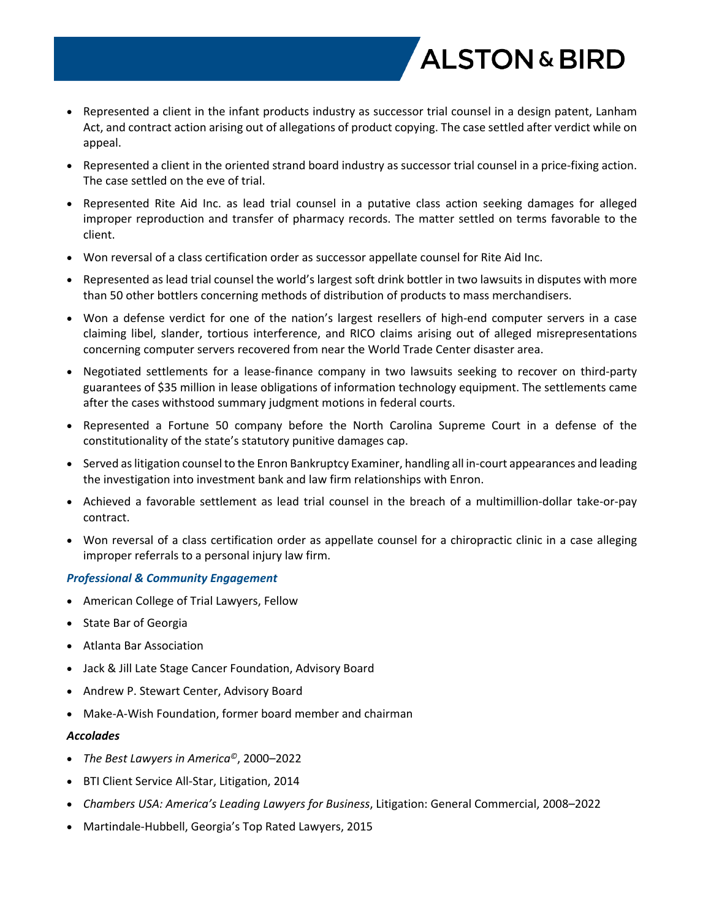- Represented a client in the infant products industry as successor trial counsel in a design patent, Lanham Act, and contract action arising out of allegations of product copying. The case settled after verdict while on appeal.
- Represented a client in the oriented strand board industry as successor trial counsel in a price-fixing action. The case settled on the eve of trial.
- Represented Rite Aid Inc. as lead trial counsel in a putative class action seeking damages for alleged improper reproduction and transfer of pharmacy records. The matter settled on terms favorable to the client.
- Won reversal of a class certification order as successor appellate counsel for Rite Aid Inc.
- Represented as lead trial counsel the world's largest soft drink bottler in two lawsuits in disputes with more than 50 other bottlers concerning methods of distribution of products to mass merchandisers.
- Won a defense verdict for one of the nation's largest resellers of high-end computer servers in a case claiming libel, slander, tortious interference, and RICO claims arising out of alleged misrepresentations concerning computer servers recovered from near the World Trade Center disaster area.
- Negotiated settlements for a lease-finance company in two lawsuits seeking to recover on third-party guarantees of $35 million in lease obligations of information technology equipment. The settlements came after the cases withstood summary judgment motions in federal courts.
- Represented a Fortune 50 company before the North Carolina Supreme Court in a defense of the constitutionality of the state's statutory punitive damages cap.
- Served as litigation counsel to the Enron Bankruptcy Examiner, handling all in-court appearances and leading the investigation into investment bank and law firm relationships with Enron.
- Achieved a favorable settlement as lead trial counsel in the breach of a multimillion-dollar take-or-pay contract.
- Won reversal of a class certification order as appellate counsel for a chiropractic clinic in a case alleging improper referrals to a personal injury law firm.

### *Professional & Community Engagement*

- American College of Trial Lawyers, Fellow
- State Bar of Georgia
- Atlanta Bar Association
- Jack & Jill Late Stage Cancer Foundation, Advisory Board
- Andrew P. Stewart Center, Advisory Board
- Make-A-Wish Foundation, former board member and chairman

### *Accolades*

- *The Best Lawyers in America©*, 2000–2022
- BTI Client Service All-Star, Litigation, 2014
- *Chambers USA: America's Leading Lawyers for Business*, Litigation: General Commercial, 2008–2022
- Martindale-Hubbell, Georgia's Top Rated Lawyers, 2015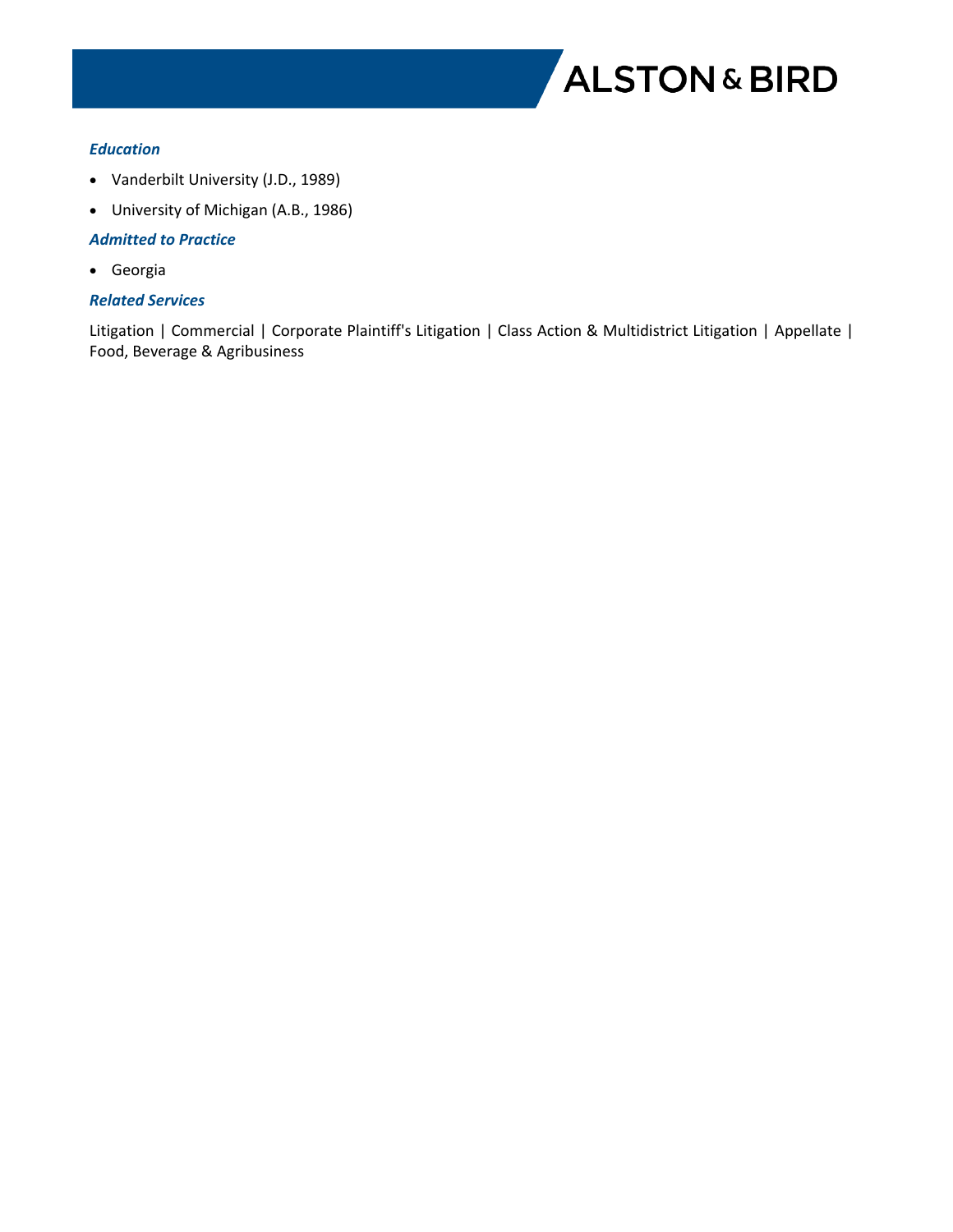### *Education*

- Vanderbilt University (J.D., 1989)
- University of Michigan (A.B., 1986)

### *Admitted to Practice*

- Georgia

### *Related Services*

Litigation | Commercial | Corporate Plaintiff's Litigation | Class Action & Multidistrict Litigation | Appellate | Food, Beverage & Agribusiness